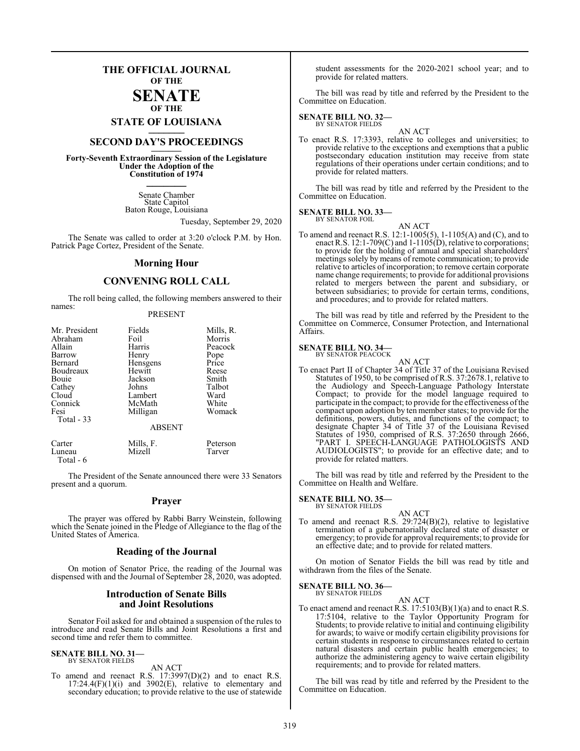# THE OFFICIAL JOURNAL OF THE SENATE OF THE STATE OF LOUISIANA

## SECOND DAY'S PROCEEDINGS

**Forty-Seventh Extraordinary Session of the Legislature Under the Adoption of the Constitution of 1974**

Senate Chamber
State Capitol
Baton Rouge, Louisiana

Tuesday, September 29, 2020

The Senate was called to order at 3:20 o'clock P.M. by Hon. Patrick Page Cortez, President of the Senate.

## Morning Hour

## CONVENING ROLL CALL

The roll being called, the following members answered to their names:

PRESENT

| | | |
|---|---|---|
| Mr. President | Fields | Mills, R. |
| Abraham | Foil | Morris |
| Allain | Harris | Peacock |
| Barrow | Henry | Pope |
| Bernard | Hensgens | Price |
| Boudreaux | Hewitt | Reese |
| Bouie | Jackson | Smith |
| Cathey | Johns | Talbot |
| Cloud | Lambert | Ward |
| Connick | McMath | White |
| Fesi | Milligan | Womack |
| Total - 33 | | |

ABSENT

| | | |
|---|---|---|
| Carter | Mills, F. | Peterson |
| Luneau | Mizell | Tarver |
| Total - 6 | | |

The President of the Senate announced there were 33 Senators present and a quorum.

## Prayer

The prayer was offered by Rabbi Barry Weinstein, following which the Senate joined in the Pledge of Allegiance to the flag of the United States of America.

## Reading of the Journal

On motion of Senator Price, the reading of the Journal was dispensed with and the Journal of September 28, 2020, was adopted.

## Introduction of Senate Bills and Joint Resolutions

Senator Foil asked for and obtained a suspension of the rules to introduce and read Senate Bills and Joint Resolutions a first and second time and refer them to committee.

**SENATE BILL NO. 31—**
BY SENATOR FIELDS

AN ACT

To amend and reenact R.S. 17:3997(D)(2) and to enact R.S. 17:24.4(F)(1)(i) and 3902(E), relative to elementary and secondary education; to provide relative to the use of statewide student assessments for the 2020-2021 school year; and to provide for related matters.

The bill was read by title and referred by the President to the Committee on Education.

**SENATE BILL NO. 32—**
BY SENATOR FIELDS

AN ACT

To enact R.S. 17:3393, relative to colleges and universities; to provide relative to the exceptions and exemptions that a public postsecondary education institution may receive from state regulations of their operations under certain conditions; and to provide for related matters.

The bill was read by title and referred by the President to the Committee on Education.

**SENATE BILL NO. 33—**
BY SENATOR FOIL

AN ACT

To amend and reenact R.S. 12:1-1005(5), 1-1105(A) and (C), and to enact R.S. 12:1-709(C) and 1-1105(D), relative to corporations; to provide for the holding of annual and special shareholders' meetings solely by means of remote communication; to provide relative to articles of incorporation; to remove certain corporate name change requirements; to provide for additional provisions related to mergers between the parent and subsidiary, or between subsidiaries; to provide for certain terms, conditions, and procedures; and to provide for related matters.

The bill was read by title and referred by the President to the Committee on Commerce, Consumer Protection, and International Affairs.

**SENATE BILL NO. 34—**
BY SENATOR PEACOCK

AN ACT

To enact Part II of Chapter 34 of Title 37 of the Louisiana Revised Statutes of 1950, to be comprised of R.S. 37:2678.1, relative to the Audiology and Speech-Language Pathology Interstate Compact; to provide for the model language required to participate in the compact; to provide for the effectiveness of the compact upon adoption by ten member states; to provide for the definitions, powers, duties, and functions of the compact; to designate Chapter 34 of Title 37 of the Louisiana Revised Statutes of 1950, comprised of R.S. 37:2650 through 2666, "PART I. SPEECH-LANGUAGE PATHOLOGISTS AND AUDIOLOGISTS"; to provide for an effective date; and to provide for related matters.

The bill was read by title and referred by the President to the Committee on Health and Welfare.

**SENATE BILL NO. 35—**
BY SENATOR FIELDS

AN ACT

To amend and reenact R.S. 29:724(B)(2), relative to legislative termination of a gubernatorially declared state of disaster or emergency; to provide for approval requirements; to provide for an effective date; and to provide for related matters.

On motion of Senator Fields the bill was read by title and withdrawn from the files of the Senate.

**SENATE BILL NO. 36—**
BY SENATOR FIELDS

AN ACT

To enact amend and reenact R.S. 17:5103(B)(1)(a) and to enact R.S. 17:5104, relative to the Taylor Opportunity Program for Students; to provide relative to initial and continuing eligibility for awards; to waive or modify certain eligibility provisions for certain students in response to circumstances related to certain natural disasters and certain public health emergencies; to authorize the administering agency to waive certain eligibility requirements; and to provide for related matters.

The bill was read by title and referred by the President to the Committee on Education.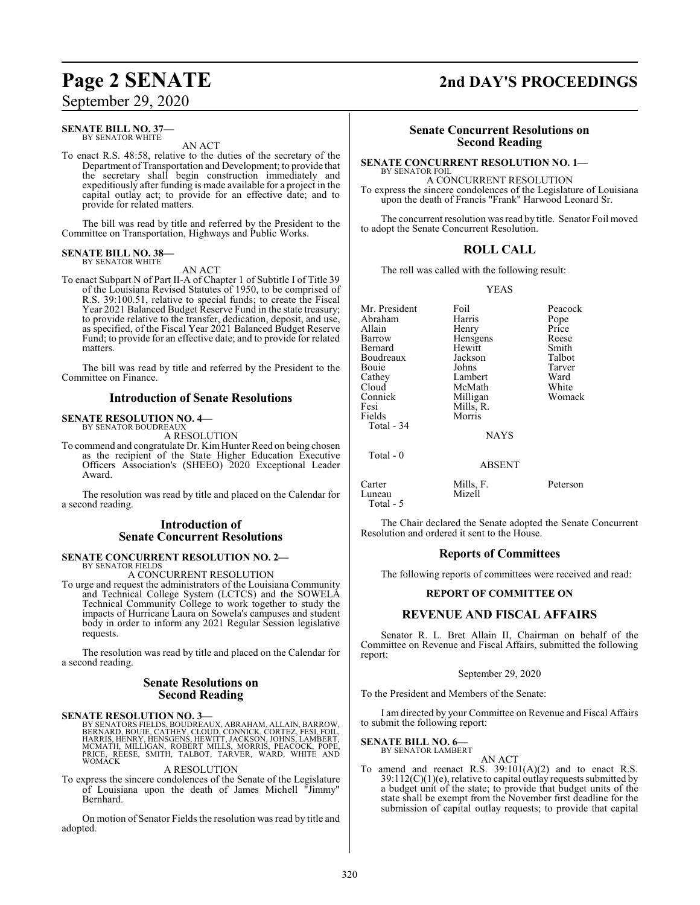**SENATE BILL NO. 37—**
BY SENATOR WHITE

AN ACT

To enact R.S. 48:58, relative to the duties of the secretary of the Department of Transportation and Development; to provide that the secretary shall begin construction immediately and expeditiously after funding is made available for a project in the capital outlay act; to provide for an effective date; and to provide for related matters.

The bill was read by title and referred by the President to the Committee on Transportation, Highways and Public Works.

**SENATE BILL NO. 38—**
BY SENATOR WHITE

AN ACT

To enact Subpart N of Part II-A of Chapter 1 of Subtitle I of Title 39 of the Louisiana Revised Statutes of 1950, to be comprised of R.S. 39:100.51, relative to special funds; to create the Fiscal Year 2021 Balanced Budget Reserve Fund in the state treasury; to provide relative to the transfer, dedication, deposit, and use, as specified, of the Fiscal Year 2021 Balanced Budget Reserve Fund; to provide for an effective date; and to provide for related matters.

The bill was read by title and referred by the President to the Committee on Finance.

## Introduction of Senate Resolutions

**SENATE RESOLUTION NO. 4—**
BY SENATOR BOUDREAUX

A RESOLUTION

To commend and congratulate Dr. Kim Hunter Reed on being chosen as the recipient of the State Higher Education Executive Officers Association's (SHEEO) 2020 Exceptional Leader Award.

The resolution was read by title and placed on the Calendar for a second reading.

## Introduction of Senate Concurrent Resolutions

**SENATE CONCURRENT RESOLUTION NO. 2—**
BY SENATOR FIELDS

A CONCURRENT RESOLUTION

To urge and request the administrators of the Louisiana Community and Technical College System (LCTCS) and the SOWELA Technical Community College to work together to study the impacts of Hurricane Laura on Sowela's campuses and student body in order to inform any 2021 Regular Session legislative requests.

The resolution was read by title and placed on the Calendar for a second reading.

## Senate Resolutions on Second Reading

**SENATE RESOLUTION NO. 3—**
BY SENATORS FIELDS, BOUDREAUX, ABRAHAM, ALLAIN, BARROW, BERNARD, BOUIE, CATHEY, CLOUD, CONNICK, CORTEZ, FESI, FOIL, HARRIS, HENRY, HENSGENS, HEWITT, JACKSON, JOHNS, LAMBERT, MCMATH, MILLIGAN, ROBERT MILLS, MORRIS, PEACOCK, POPE, PRICE, REESE, SMITH, TALBOT, TARVER, WARD, WHITE AND WOMACK

A RESOLUTION

To express the sincere condolences of the Senate of the Legislature of Louisiana upon the death of James Michell "Jimmy" Bernhard.

On motion of Senator Fields the resolution was read by title and adopted.

## Senate Concurrent Resolutions on Second Reading

**SENATE CONCURRENT RESOLUTION NO. 1—**
BY SENATOR FOIL

A CONCURRENT RESOLUTION

To express the sincere condolences of the Legislature of Louisiana upon the death of Francis "Frank" Harwood Leonard Sr.

The concurrent resolution was read by title. Senator Foil moved to adopt the Senate Concurrent Resolution.

## ROLL CALL

The roll was called with the following result:

YEAS

| | | |
|---|---|---|
| Mr. President | Foil | Peacock |
| Abraham | Harris | Pope |
| Allain | Henry | Price |
| Barrow | Hensgens | Reese |
| Bernard | Hewitt | Smith |
| Boudreaux | Jackson | Talbot |
| Bouie | Johns | Tarver |
| Cathey | Lambert | Ward |
| Cloud | McMath | White |
| Connick | Milligan | Womack |
| Fesi | Mills, R. | |
| Fields | Morris | |

Total - 34

NAYS

Total - 0

ABSENT

| | | |
|---|---|---|
| Carter | Mills, F. | Peterson |
| Luneau | Mizell | |

Total - 5

The Chair declared the Senate adopted the Senate Concurrent Resolution and ordered it sent to the House.

## Reports of Committees

The following reports of committees were received and read:

**REPORT OF COMMITTEE ON**

## REVENUE AND FISCAL AFFAIRS

Senator R. L. Bret Allain II, Chairman on behalf of the Committee on Revenue and Fiscal Affairs, submitted the following report:

September 29, 2020

To the President and Members of the Senate:

I am directed by your Committee on Revenue and Fiscal Affairs to submit the following report:

**SENATE BILL NO. 6—**
BY SENATOR LAMBERT

AN ACT

To amend and reenact R.S. 39:101(A)(2) and to enact R.S. 39:112(C)(1)(e), relative to capital outlay requests submitted by a budget unit of the state; to provide that budget units of the state shall be exempt from the November first deadline for the submission of capital outlay requests; to provide that capital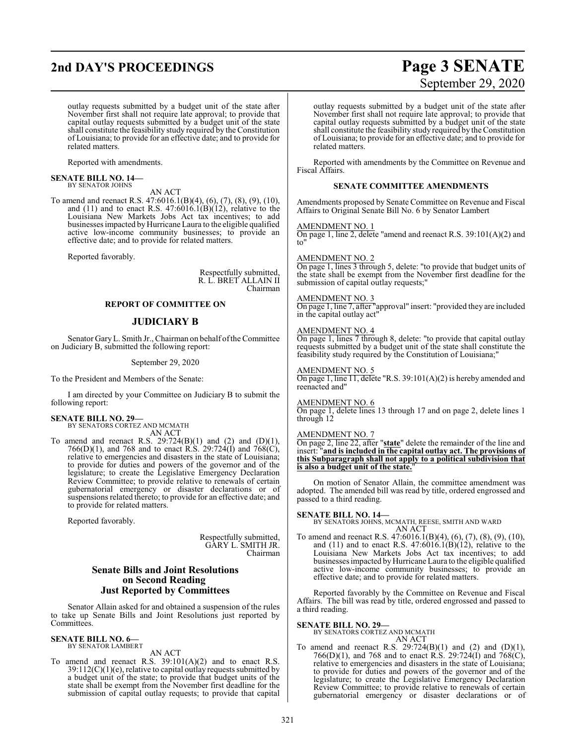outlay requests submitted by a budget unit of the state after November first shall not require late approval; to provide that capital outlay requests submitted by a budget unit of the state shall constitute the feasibility study required by the Constitution of Louisiana; to provide for an effective date; and to provide for related matters.

Reported with amendments.

**SENATE BILL NO. 14—**
BY SENATOR JOHNS

AN ACT

To amend and reenact R.S. 47:6016.1(B)(4), (6), (7), (8), (9), (10), and (11) and to enact R.S. 47:6016.1(B)(12), relative to the Louisiana New Markets Jobs Act tax incentives; to add businesses impacted by Hurricane Laura to the eligible qualified active low-income community businesses; to provide an effective date; and to provide for related matters.

Reported favorably.

Respectfully submitted,
R. L. BRET ALLAIN II
Chairman

## REPORT OF COMMITTEE ON

## JUDICIARY B

Senator Gary L. Smith Jr., Chairman on behalf of the Committee on Judiciary B, submitted the following report:

September 29, 2020

To the President and Members of the Senate:

I am directed by your Committee on Judiciary B to submit the following report:

**SENATE BILL NO. 29—**
BY SENATORS CORTEZ AND MCMATH

AN ACT

To amend and reenact R.S. 29:724(B)(1) and (2) and (D)(1), 766(D)(1), and 768 and to enact R.S. 29:724(I) and 768(C), relative to emergencies and disasters in the state of Louisiana; to provide for duties and powers of the governor and of the legislature; to create the Legislative Emergency Declaration Review Committee; to provide relative to renewals of certain gubernatorial emergency or disaster declarations or of suspensions related thereto; to provide for an effective date; and to provide for related matters.

Reported favorably.

Respectfully submitted,
GARY L. SMITH JR.
Chairman

## Senate Bills and Joint Resolutions on Second Reading Just Reported by Committees

Senator Allain asked for and obtained a suspension of the rules to take up Senate Bills and Joint Resolutions just reported by Committees.

**SENATE BILL NO. 6—**
BY SENATOR LAMBERT

AN ACT

To amend and reenact R.S. 39:101(A)(2) and to enact R.S. 39:112(C)(1)(e), relative to capital outlay requests submitted by a budget unit of the state; to provide that budget units of the state shall be exempt from the November first deadline for the submission of capital outlay requests; to provide that capital outlay requests submitted by a budget unit of the state after November first shall not require late approval; to provide that capital outlay requests submitted by a budget unit of the state shall constitute the feasibility study required by the Constitution of Louisiana; to provide for an effective date; and to provide for related matters.

Reported with amendments by the Committee on Revenue and Fiscal Affairs.

### SENATE COMMITTEE AMENDMENTS

Amendments proposed by Senate Committee on Revenue and Fiscal Affairs to Original Senate Bill No. 6 by Senator Lambert

AMENDMENT NO. 1
On page 1, line 2, delete "amend and reenact R.S. 39:101(A)(2) and to"

AMENDMENT NO. 2
On page 1, lines 3 through 5, delete: "to provide that budget units of the state shall be exempt from the November first deadline for the submission of capital outlay requests;"

AMENDMENT NO. 3
On page 1, line 7, after "approval" insert: "provided they are included in the capital outlay act"

AMENDMENT NO. 4
On page 1, lines 7 through 8, delete: "to provide that capital outlay requests submitted by a budget unit of the state shall constitute the feasibility study required by the Constitution of Louisiana;"

AMENDMENT NO. 5
On page 1, line 11, delete "R.S. 39:101(A)(2) is hereby amended and reenacted and"

AMENDMENT NO. 6
On page 1, delete lines 13 through 17 and on page 2, delete lines 1 through 12

AMENDMENT NO. 7
On page 2, line 22, after "**state**" delete the remainder of the line and insert: "**and is included in the capital outlay act. The provisions of this Subparagraph shall not apply to a political subdivision that is also a budget unit of the state.**"

On motion of Senator Allain, the committee amendment was adopted. The amended bill was read by title, ordered engrossed and passed to a third reading.

**SENATE BILL NO. 14—**
BY SENATORS JOHNS, MCMATH, REESE, SMITH AND WARD

AN ACT

To amend and reenact R.S. 47:6016.1(B)(4), (6), (7), (8), (9), (10), and (11) and to enact R.S. 47:6016.1(B)(12), relative to the Louisiana New Markets Jobs Act tax incentives; to add businesses impacted by Hurricane Laura to the eligible qualified active low-income community businesses; to provide an effective date; and to provide for related matters.

Reported favorably by the Committee on Revenue and Fiscal Affairs. The bill was read by title, ordered engrossed and passed to a third reading.

**SENATE BILL NO. 29—**
BY SENATORS CORTEZ AND MCMATH

AN ACT

To amend and reenact R.S. 29:724(B)(1) and (2) and (D)(1), 766(D)(1), and 768 and to enact R.S. 29:724(I) and 768(C), relative to emergencies and disasters in the state of Louisiana; to provide for duties and powers of the governor and of the legislature; to create the Legislative Emergency Declaration Review Committee; to provide relative to renewals of certain gubernatorial emergency or disaster declarations or of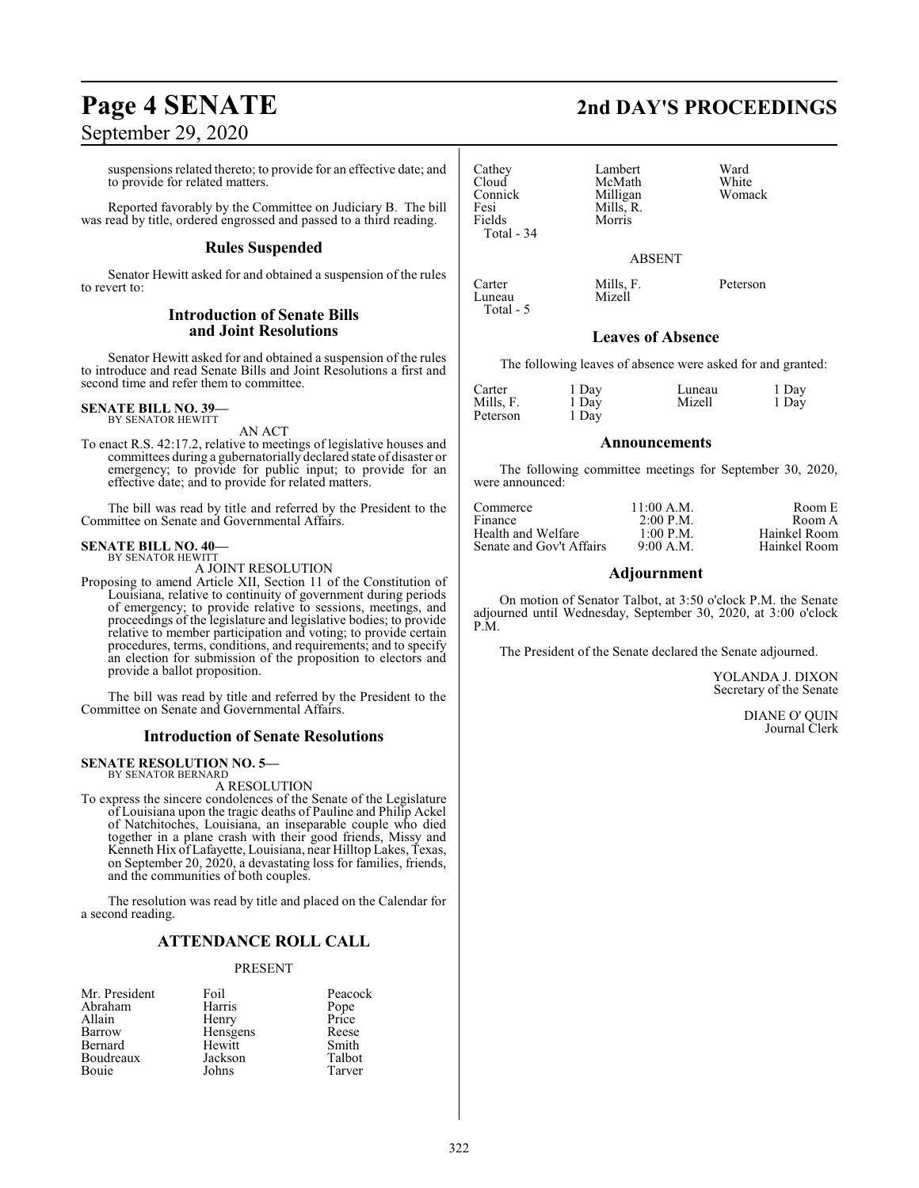suspensions related thereto; to provide for an effective date; and to provide for related matters.

Reported favorably by the Committee on Judiciary B. The bill was read by title, ordered engrossed and passed to a third reading.

## Rules Suspended

Senator Hewitt asked for and obtained a suspension of the rules to revert to:

## Introduction of Senate Bills and Joint Resolutions

Senator Hewitt asked for and obtained a suspension of the rules to introduce and read Senate Bills and Joint Resolutions a first and second time and refer them to committee.

**SENATE BILL NO. 39—**
BY SENATOR HEWITT

AN ACT

To enact R.S. 42:17.2, relative to meetings of legislative houses and committees during a gubernatorially declared state of disaster or emergency; to provide for public input; to provide for an effective date; and to provide for related matters.

The bill was read by title and referred by the President to the Committee on Senate and Governmental Affairs.

**SENATE BILL NO. 40—**
BY SENATOR HEWITT

A JOINT RESOLUTION

Proposing to amend Article XII, Section 11 of the Constitution of Louisiana, relative to continuity of government during periods of emergency; to provide relative to sessions, meetings, and proceedings of the legislature and legislative bodies; to provide relative to member participation and voting; to provide certain procedures, terms, conditions, and requirements; and to specify an election for submission of the proposition to electors and provide a ballot proposition.

The bill was read by title and referred by the President to the Committee on Senate and Governmental Affairs.

## Introduction of Senate Resolutions

**SENATE RESOLUTION NO. 5—**
BY SENATOR BERNARD

A RESOLUTION

To express the sincere condolences of the Senate of the Legislature of Louisiana upon the tragic deaths of Pauline and Philip Ackel of Natchitoches, Louisiana, an inseparable couple who died together in a plane crash with their good friends, Missy and Kenneth Hix of Lafayette, Louisiana, near Hilltop Lakes, Texas, on September 20, 2020, a devastating loss for families, friends, and the communities of both couples.

The resolution was read by title and placed on the Calendar for a second reading.

## ATTENDANCE ROLL CALL

PRESENT

| | | |
|---|---|---|
| Mr. President | Foil | Peacock |
| Abraham | Harris | Pope |
| Allain | Henry | Price |
| Barrow | Hensgens | Reese |
| Bernard | Hewitt | Smith |
| Boudreaux | Jackson | Talbot |
| Bouie | Johns | Tarver |
| Cathey | Lambert | Ward |
| Cloud | McMath | White |
| Connick | Milligan | Womack |
| Fesi | Mills, R. | |
| Fields | Morris | |

Total - 34

ABSENT

| | | |
|---|---|---|
| Carter | Mills, F. | Peterson |
| Luneau | Mizell | |

Total - 5

## Leaves of Absence

The following leaves of absence were asked for and granted:

| | | | |
|---|---|---|---|
| Carter | 1 Day | Luneau | 1 Day |
| Mills, F. | 1 Day | Mizell | 1 Day |
| Peterson | 1 Day | | |

## Announcements

The following committee meetings for September 30, 2020, were announced:

| | | |
|---|---|---|
| Commerce | 11:00 A.M. | Room E |
| Finance | 2:00 P.M. | Room A |
| Health and Welfare | 1:00 P.M. | Hainkel Room |
| Senate and Gov't Affairs | 9:00 A.M. | Hainkel Room |

## Adjournment

On motion of Senator Talbot, at 3:50 o'clock P.M. the Senate adjourned until Wednesday, September 30, 2020, at 3:00 o'clock P.M.

The President of the Senate declared the Senate adjourned.

YOLANDA J. DIXON
Secretary of the Senate

DIANE O' QUIN
Journal Clerk